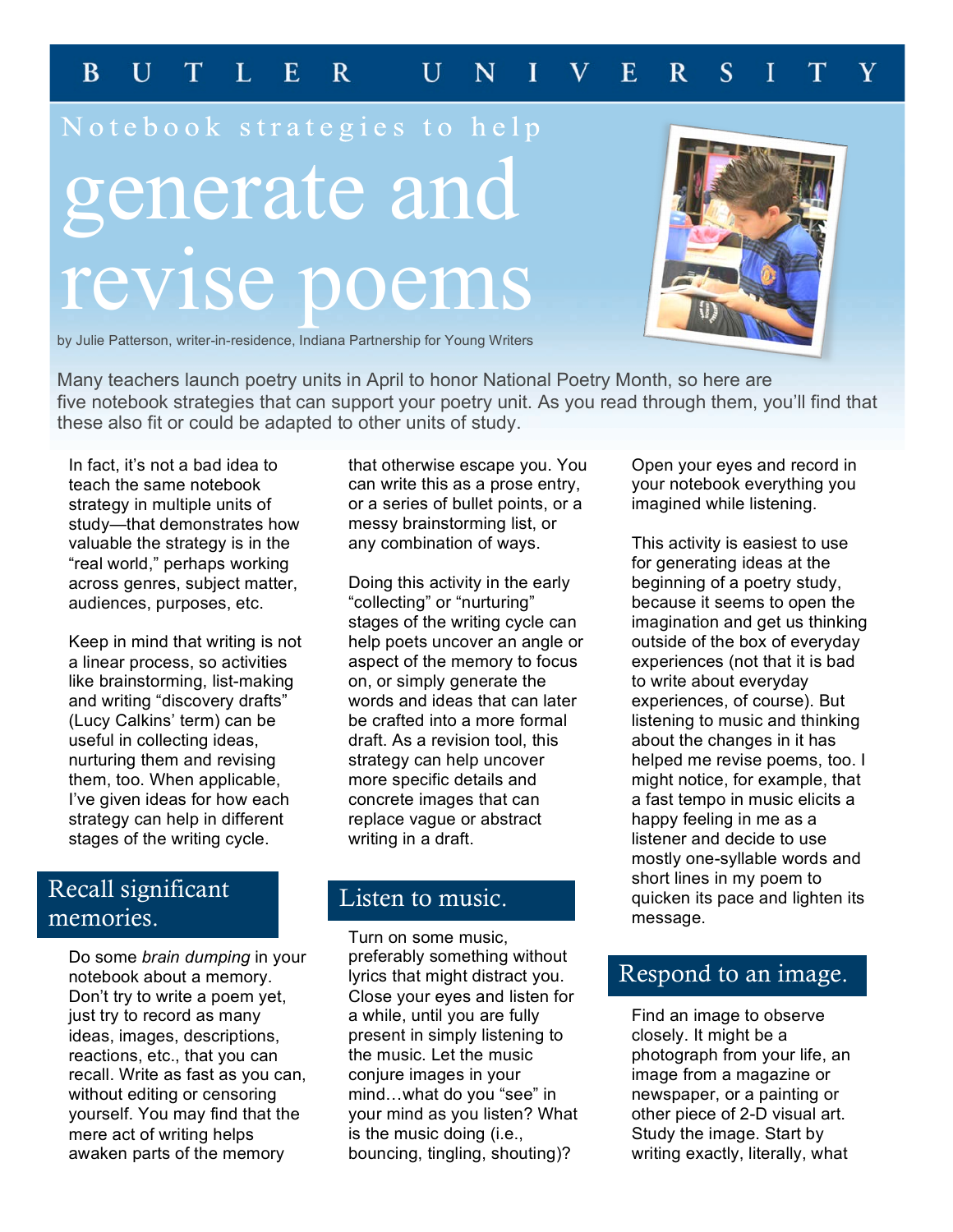BUTLER UNIVERSITY

Notebook strategies to help

# generate and revise poems

by Julie Patterson, writer-in-residence, Indiana Partnership for Young Writers

Many teachers launch poetry units in April to honor National Poetry Month, so here are five notebook strategies that can support your poetry unit. As you read through them, you'll find that these also fit or could be adapted to other units of study.

In fact, it's not a bad idea to teach the same notebook strategy in multiple units of study—that demonstrates how valuable the strategy is in the "real world," perhaps working across genres, subject matter, audiences, purposes, etc.

Keep in mind that writing is not a linear process, so activities like brainstorming, list-making and writing "discovery drafts" (Lucy Calkins' term) can be useful in collecting ideas, nurturing them and revising them, too. When applicable, I've given ideas for how each strategy can help in different stages of the writing cycle.

## Recall significant memories.

Do some *brain dumping* in your notebook about a memory. Don't try to write a poem yet, just try to record as many ideas, images, descriptions, reactions, etc., that you can recall. Write as fast as you can, without editing or censoring yourself. You may find that the mere act of writing helps awaken parts of the memory that otherwise escape you. You can write this as a prose entry, or a series of bullet points, or a messy brainstorming list, or any combination of ways.

Doing this activity in the early "collecting" or "nurturing" stages of the writing cycle can help poets uncover an angle or aspect of the memory to focus on, or simply generate the words and ideas that can later be crafted into a more formal draft. As a revision tool, this strategy can help uncover more specific details and concrete images that can replace vague or abstract writing in a draft.

## Listen to music.

Turn on some music, preferably something without lyrics that might distract you. Close your eyes and listen for a while, until you are fully present in simply listening to the music. Let the music conjure images in your mind…what do you "see" in your mind as you listen? What is the music doing (i.e., bouncing, tingling, shouting)? Open your eyes and record in your notebook everything you imagined while listening.

This activity is easiest to use for generating ideas at the beginning of a poetry study, because it seems to open the imagination and get us thinking outside of the box of everyday experiences (not that it is bad to write about everyday experiences, of course). But listening to music and thinking about the changes in it has helped me revise poems, too. I might notice, for example, that a fast tempo in music elicits a happy feeling in me as a listener and decide to use mostly one-syllable words and short lines in my poem to quicken its pace and lighten its message.

## Respond to an image.

Find an image to observe closely. It might be a photograph from your life, an image from a magazine or newspaper, or a painting or other piece of 2-D visual art. Study the image. Start by writing exactly, literally, what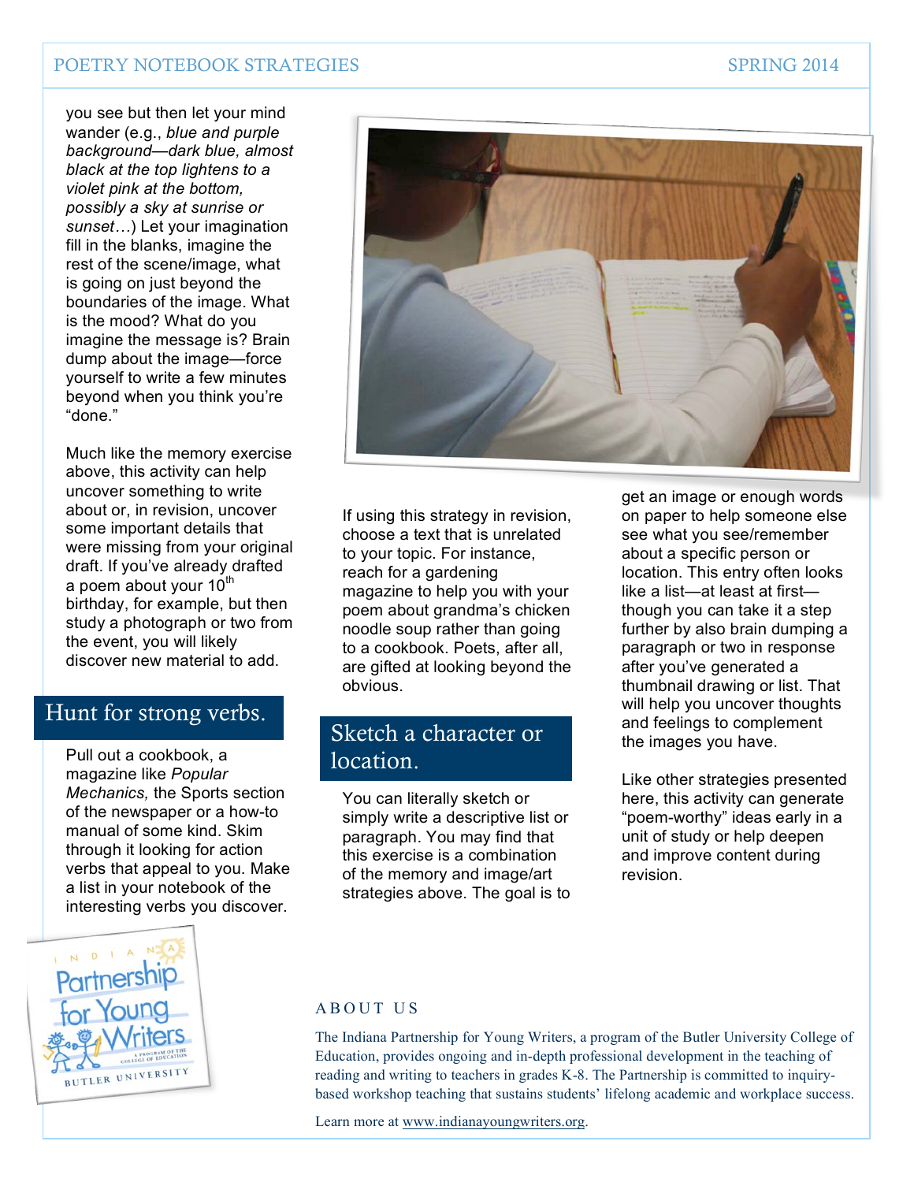you see but then let your mind wander (e.g., *blue and purple background—dark blue, almost black at the top lightens to a violet pink at the bottom, possibly a sky at sunrise or sunset…*) Let your imagination fill in the blanks, imagine the rest of the scene/image, what is going on just beyond the boundaries of the image. What is the mood? What do you imagine the message is? Brain dump about the image—force yourself to write a few minutes beyond when you think you're "done."

Much like the memory exercise above, this activity can help uncover something to write about or, in revision, uncover some important details that were missing from your original draft. If you've already drafted a poem about your 10th birthday, for example, but then study a photograph or two from the event, you will likely discover new material to add.

## Hunt for strong verbs.

Pull out a cookbook, a magazine like *Popular Mechanics,* the Sports section of the newspaper or a how-to manual of some kind. Skim through it looking for action verbs that appeal to you. Make a list in your notebook of the interesting verbs you discover.

If using this strategy in revision, choose a text that is unrelated to your topic. For instance, reach for a gardening magazine to help you with your poem about grandma's chicken noodle soup rather than going to a cookbook. Poets, after all, are gifted at looking beyond the obvious.

## Sketch a character or location.

You can literally sketch or simply write a descriptive list or paragraph. You may find that this exercise is a combination of the memory and image/art strategies above. The goal is to get an image or enough words on paper to help someone else see what you see/remember about a specific person or location. This entry often looks like a list—at least at first—though you can take it a step further by also brain dumping a paragraph or two in response after you've generated a thumbnail drawing or list. That will help you uncover thoughts and feelings to complement the images you have.

Like other strategies presented here, this activity can generate "poem-worthy" ideas early in a unit of study or help deepen and improve content during revision.

### ABOUT US

The Indiana Partnership for Young Writers, a program of the Butler University College of Education, provides ongoing and in-depth professional development in the teaching of reading and writing to teachers in grades K-8. The Partnership is committed to inquiry-based workshop teaching that sustains students' lifelong academic and workplace success.

Learn more at www.indianayoungwriters.org.